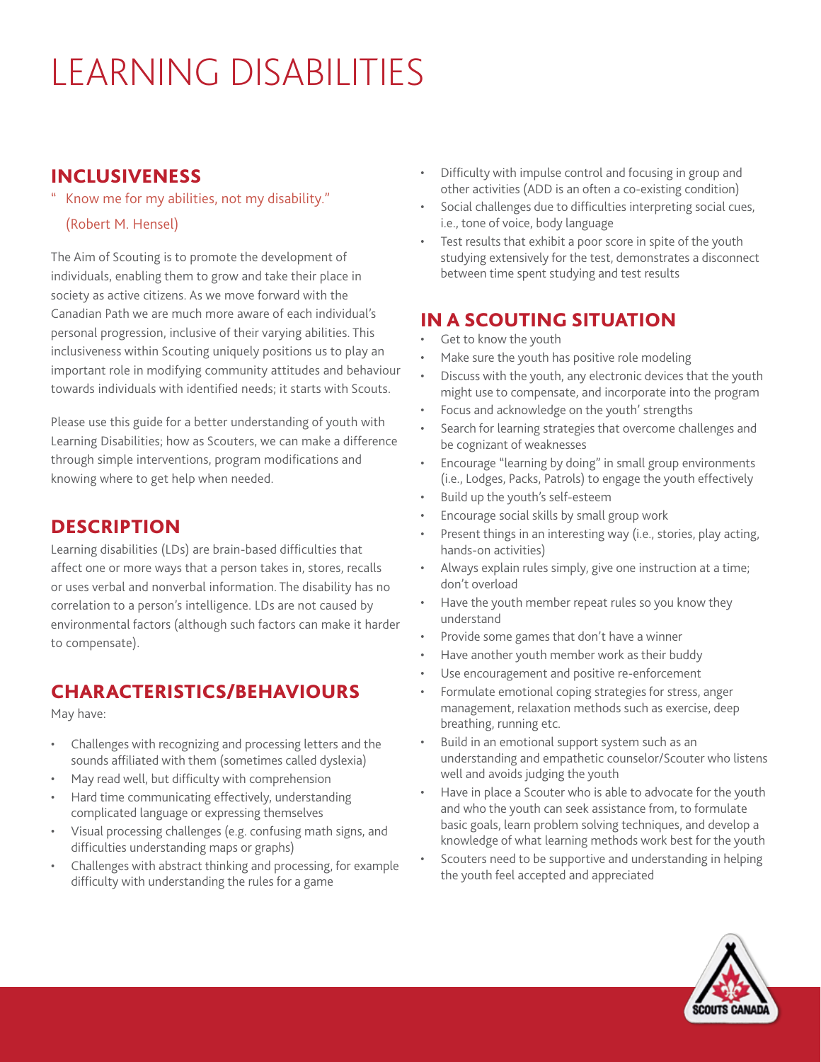# LEARNING DISABILITIES

## INCLUSIVENESS

" Know me for my abilities, not my disability."

(Robert M. Hensel)

The Aim of Scouting is to promote the development of individuals, enabling them to grow and take their place in society as active citizens. As we move forward with the Canadian Path we are much more aware of each individual's personal progression, inclusive of their varying abilities. This inclusiveness within Scouting uniquely positions us to play an important role in modifying community attitudes and behaviour towards individuals with identified needs; it starts with Scouts.

Please use this guide for a better understanding of youth with Learning Disabilities; how as Scouters, we can make a difference through simple interventions, program modifications and knowing where to get help when needed.

## DESCRIPTION

Learning disabilities (LDs) are brain-based difficulties that affect one or more ways that a person takes in, stores, recalls or uses verbal and nonverbal information. The disability has no correlation to a person's intelligence. LDs are not caused by environmental factors (although such factors can make it harder to compensate).

## CHARACTERISTICS/BEHAVIOURS

May have:

- Challenges with recognizing and processing letters and the sounds affiliated with them (sometimes called dyslexia)
- May read well, but difficulty with comprehension
- Hard time communicating effectively, understanding complicated language or expressing themselves
- Visual processing challenges (e.g. confusing math signs, and difficulties understanding maps or graphs)
- Challenges with abstract thinking and processing, for example difficulty with understanding the rules for a game
- Difficulty with impulse control and focusing in group and other activities (ADD is an often a co-existing condition)
- Social challenges due to difficulties interpreting social cues, i.e., tone of voice, body language
- Test results that exhibit a poor score in spite of the youth studying extensively for the test, demonstrates a disconnect between time spent studying and test results

## IN A SCOUTING SITUATION

- Get to know the youth
- Make sure the youth has positive role modeling
- Discuss with the youth, any electronic devices that the youth might use to compensate, and incorporate into the program
- Focus and acknowledge on the youth' strengths
- Search for learning strategies that overcome challenges and be cognizant of weaknesses
- Encourage "learning by doing" in small group environments (i.e., Lodges, Packs, Patrols) to engage the youth effectively
- Build up the youth's self-esteem
- Encourage social skills by small group work
- Present things in an interesting way (i.e., stories, play acting, hands-on activities)
- Always explain rules simply, give one instruction at a time; don't overload
- Have the youth member repeat rules so you know they understand
- Provide some games that don't have a winner
- Have another youth member work as their buddy
- Use encouragement and positive re-enforcement
- Formulate emotional coping strategies for stress, anger management, relaxation methods such as exercise, deep breathing, running etc.
- Build in an emotional support system such as an understanding and empathetic counselor/Scouter who listens well and avoids judging the youth
- Have in place a Scouter who is able to advocate for the youth and who the youth can seek assistance from, to formulate basic goals, learn problem solving techniques, and develop a knowledge of what learning methods work best for the youth
- Scouters need to be supportive and understanding in helping the youth feel accepted and appreciated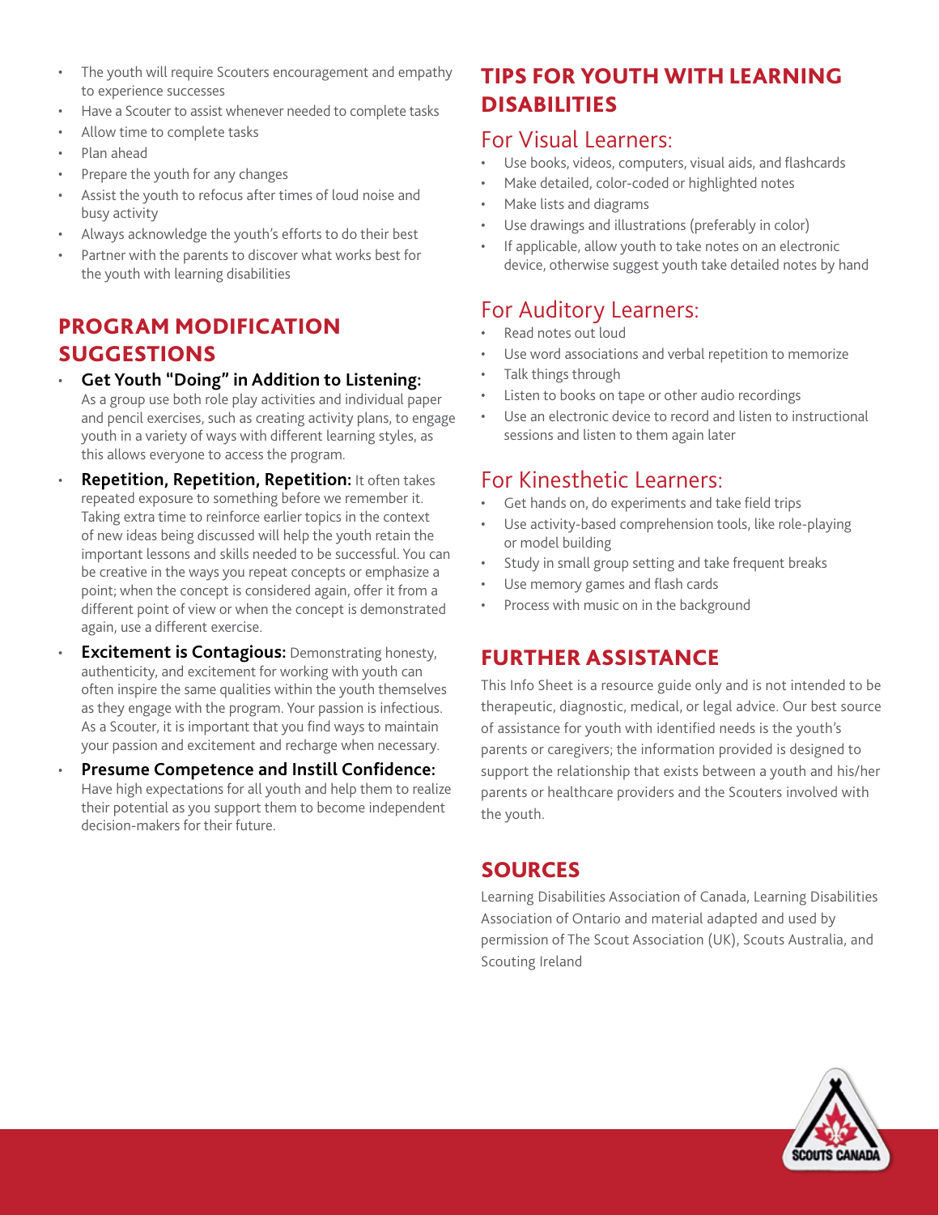- The youth will require Scouters encouragement and empathy to experience successes
- Have a Scouter to assist whenever needed to complete tasks
- Allow time to complete tasks
- Plan ahead
- Prepare the youth for any changes
- Assist the youth to refocus after times of loud noise and busy activity
- Always acknowledge the youth's efforts to do their best
- Partner with the parents to discover what works best for the youth with learning disabilities

## PROGRAM MODIFICATION SUGGESTIONS

- **Get Youth "Doing" in Addition to Listening:** As a group use both role play activities and individual paper and pencil exercises, such as creating activity plans, to engage youth in a variety of ways with different learning styles, as this allows everyone to access the program.
- **Repetition, Repetition, Repetition:** It often takes repeated exposure to something before we remember it. Taking extra time to reinforce earlier topics in the context of new ideas being discussed will help the youth retain the important lessons and skills needed to be successful. You can be creative in the ways you repeat concepts or emphasize a point; when the concept is considered again, offer it from a different point of view or when the concept is demonstrated again, use a different exercise.
- **Excitement is Contagious:** Demonstrating honesty, authenticity, and excitement for working with youth can often inspire the same qualities within the youth themselves as they engage with the program. Your passion is infectious. As a Scouter, it is important that you find ways to maintain your passion and excitement and recharge when necessary.
- **Presume Competence and Instill Confidence:** Have high expectations for all youth and help them to realize their potential as you support them to become independent decision-makers for their future.

## TIPS FOR YOUTH WITH LEARNING DISABILITIES

### For Visual Learners:

- Use books, videos, computers, visual aids, and flashcards
- Make detailed, color-coded or highlighted notes
- Make lists and diagrams
- Use drawings and illustrations (preferably in color)
- If applicable, allow youth to take notes on an electronic device, otherwise suggest youth take detailed notes by hand

### For Auditory Learners:

- Read notes out loud
- Use word associations and verbal repetition to memorize
- Talk things through
- Listen to books on tape or other audio recordings
- Use an electronic device to record and listen to instructional sessions and listen to them again later

### For Kinesthetic Learners:

- Get hands on, do experiments and take field trips
- Use activity-based comprehension tools, like role-playing or model building
- Study in small group setting and take frequent breaks
- Use memory games and flash cards
- Process with music on in the background

## FURTHER ASSISTANCE

This Info Sheet is a resource guide only and is not intended to be therapeutic, diagnostic, medical, or legal advice. Our best source of assistance for youth with identified needs is the youth's parents or caregivers; the information provided is designed to support the relationship that exists between a youth and his/her parents or healthcare providers and the Scouters involved with the youth.

## SOURCES

Learning Disabilities Association of Canada, Learning Disabilities Association of Ontario and material adapted and used by permission of The Scout Association (UK), Scouts Australia, and Scouting Ireland